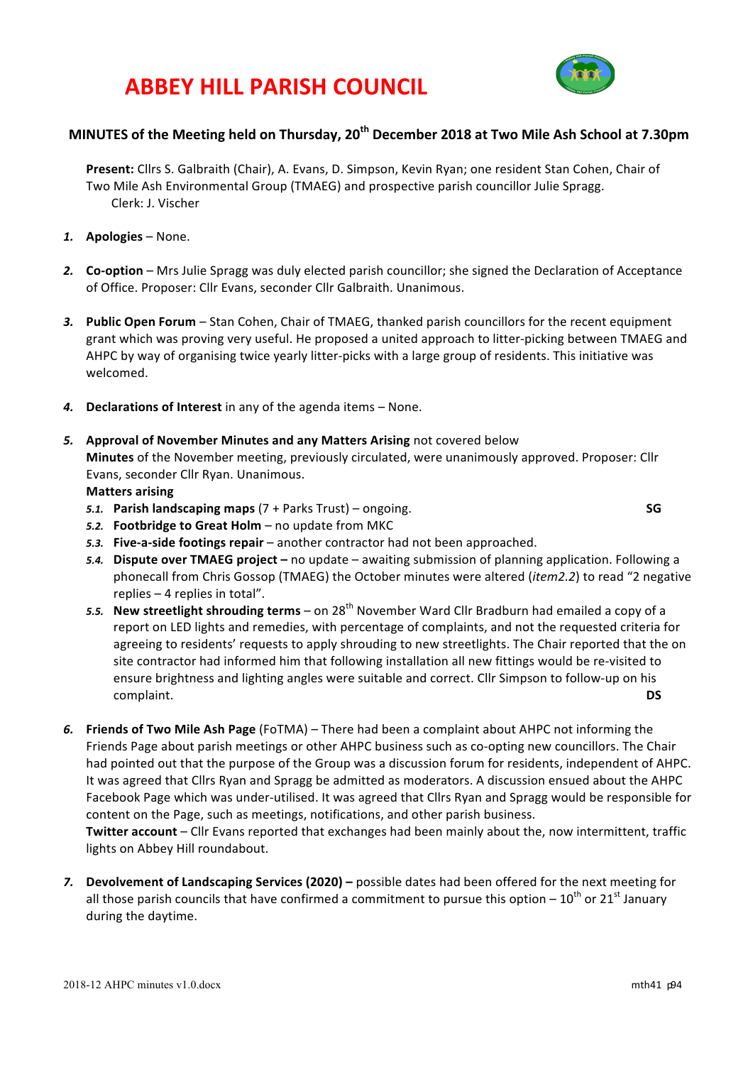# ABBEY HILL PARISH COUNCIL

## MINUTES of the Meeting held on Thursday, 20th December 2018 at Two Mile Ash School at 7.30pm

**Present:** Cllrs S. Galbraith (Chair), A. Evans, D. Simpson, Kevin Ryan; one resident Stan Cohen, Chair of Two Mile Ash Environmental Group (TMAEG) and prospective parish councillor Julie Spragg.
Clerk: J. Vischer

1. **Apologies** – None.

2. **Co-option** – Mrs Julie Spragg was duly elected parish councillor; she signed the Declaration of Acceptance of Office. Proposer: Cllr Evans, seconder Cllr Galbraith. Unanimous.

3. **Public Open Forum** – Stan Cohen, Chair of TMAEG, thanked parish councillors for the recent equipment grant which was proving very useful. He proposed a united approach to litter-picking between TMAEG and AHPC by way of organising twice yearly litter-picks with a large group of residents. This initiative was welcomed.

4. **Declarations of Interest** in any of the agenda items – None.

5. **Approval of November Minutes and any Matters Arising** not covered below
   **Minutes** of the November meeting, previously circulated, were unanimously approved. Proposer: Cllr Evans, seconder Cllr Ryan. Unanimous.
   **Matters arising**
   5.1. **Parish landscaping maps** (7 + Parks Trust) – ongoing. **SG**
   5.2. **Footbridge to Great Holm** – no update from MKC
   5.3. **Five-a-side footings repair** – another contractor had not been approached.
   5.4. **Dispute over TMAEG project –** no update – awaiting submission of planning application. Following a phonecall from Chris Gossop (TMAEG) the October minutes were altered (*item2.2*) to read "2 negative replies – 4 replies in total".
   5.5. **New streetlight shrouding terms** – on 28th November Ward Cllr Bradburn had emailed a copy of a report on LED lights and remedies, with percentage of complaints, and not the requested criteria for agreeing to residents' requests to apply shrouding to new streetlights. The Chair reported that the on site contractor had informed him that following installation all new fittings would be re-visited to ensure brightness and lighting angles were suitable and correct. Cllr Simpson to follow-up on his complaint. **DS**

6. **Friends of Two Mile Ash Page** (FoTMA) – There had been a complaint about AHPC not informing the Friends Page about parish meetings or other AHPC business such as co-opting new councillors. The Chair had pointed out that the purpose of the Group was a discussion forum for residents, independent of AHPC. It was agreed that Cllrs Ryan and Spragg be admitted as moderators. A discussion ensued about the AHPC Facebook Page which was under-utilised. It was agreed that Cllrs Ryan and Spragg would be responsible for content on the Page, such as meetings, notifications, and other parish business.
   **Twitter account** – Cllr Evans reported that exchanges had been mainly about the, now intermittent, traffic lights on Abbey Hill roundabout.

7. **Devolvement of Landscaping Services (2020) –** possible dates had been offered for the next meeting for all those parish councils that have confirmed a commitment to pursue this option – 10th or 21st January during the daytime.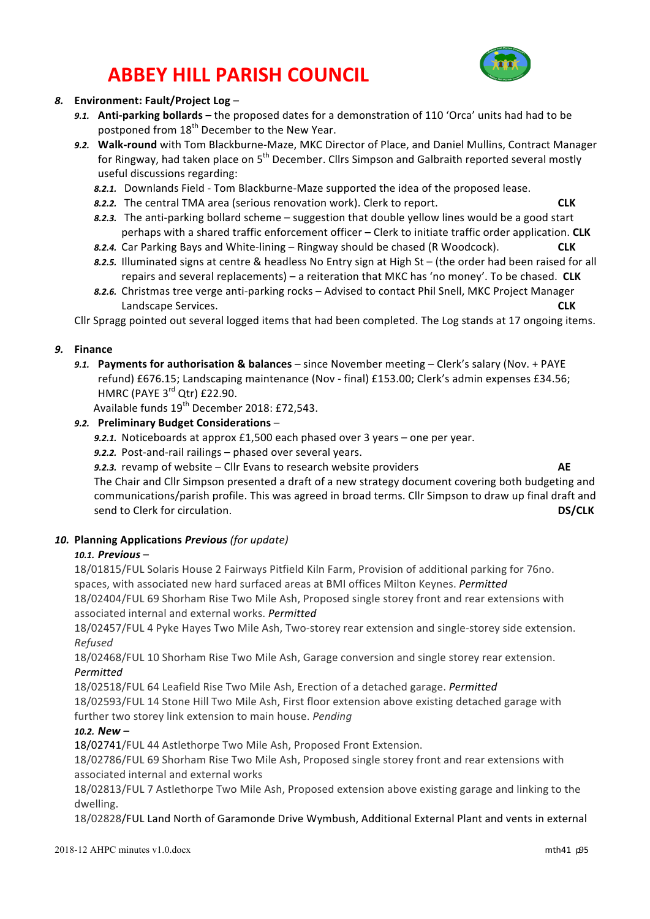# ABBEY HILL PARISH COUNCIL

8. **Environment: Fault/Project Log** –

   9.1. **Anti-parking bollards** – the proposed dates for a demonstration of 110 'Orca' units had had to be postponed from 18th December to the New Year.

   9.2. **Walk-round** with Tom Blackburne-Maze, MKC Director of Place, and Daniel Mullins, Contract Manager for Ringway, had taken place on 5th December. Cllrs Simpson and Galbraith reported several mostly useful discussions regarding:

      8.2.1. Downlands Field - Tom Blackburne-Maze supported the idea of the proposed lease.

      8.2.2. The central TMA area (serious renovation work). Clerk to report. **CLK**

      8.2.3. The anti-parking bollard scheme – suggestion that double yellow lines would be a good start perhaps with a shared traffic enforcement officer – Clerk to initiate traffic order application. **CLK**

      8.2.4. Car Parking Bays and White-lining – Ringway should be chased (R Woodcock). **CLK**

      8.2.5. Illuminated signs at centre & headless No Entry sign at High St – (the order had been raised for all repairs and several replacements) – a reiteration that MKC has 'no money'. To be chased. **CLK**

      8.2.6. Christmas tree verge anti-parking rocks – Advised to contact Phil Snell, MKC Project Manager Landscape Services. **CLK**

   Cllr Spragg pointed out several logged items that had been completed. The Log stands at 17 ongoing items.

9. **Finance**

   9.1. **Payments for authorisation & balances** – since November meeting – Clerk's salary (Nov. + PAYE refund) £676.15; Landscaping maintenance (Nov - final) £153.00; Clerk's admin expenses £34.56; HMRC (PAYE 3rd Qtr) £22.90.

   Available funds 19th December 2018: £72,543.

   9.2. **Preliminary Budget Considerations** –

      9.2.1. Noticeboards at approx £1,500 each phased over 3 years – one per year.

      9.2.2. Post-and-rail railings – phased over several years.

      9.2.3. revamp of website – Cllr Evans to research website providers **AE**

   The Chair and Cllr Simpson presented a draft of a new strategy document covering both budgeting and communications/parish profile. This was agreed in broad terms. Cllr Simpson to draw up final draft and send to Clerk for circulation. **DS/CLK**

10. **Planning Applications *Previous*** *(for update)*

   10.1. ***Previous*** –

   18/01815/FUL Solaris House 2 Fairways Pitfield Kiln Farm, Provision of additional parking for 76no. spaces, with associated new hard surfaced areas at BMI offices Milton Keynes. *Permitted*

   18/02404/FUL 69 Shorham Rise Two Mile Ash, Proposed single storey front and rear extensions with associated internal and external works. *Permitted*

   18/02457/FUL 4 Pyke Hayes Two Mile Ash, Two-storey rear extension and single-storey side extension. *Refused*

   18/02468/FUL 10 Shorham Rise Two Mile Ash, Garage conversion and single storey rear extension. *Permitted*

   18/02518/FUL 64 Leafield Rise Two Mile Ash, Erection of a detached garage. *Permitted*

   18/02593/FUL 14 Stone Hill Two Mile Ash, First floor extension above existing detached garage with further two storey link extension to main house. *Pending*

   10.2. ***New*** –

   18/02741/FUL 44 Astlethorpe Two Mile Ash, Proposed Front Extension.

   18/02786/FUL 69 Shorham Rise Two Mile Ash, Proposed single storey front and rear extensions with associated internal and external works

   18/02813/FUL 7 Astlethorpe Two Mile Ash, Proposed extension above existing garage and linking to the dwelling.

   18/02828/FUL Land North of Garamonde Drive Wymbush, Additional External Plant and vents in external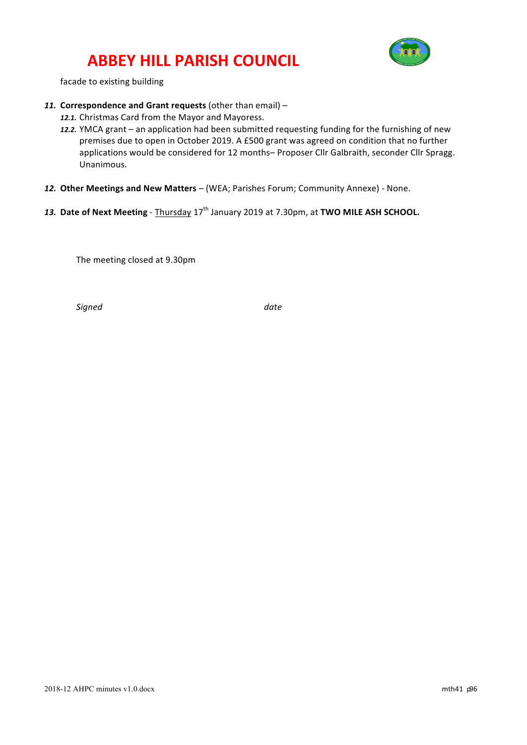# ABBEY HILL PARISH COUNCIL

facade to existing building

***11.*** **Correspondence and Grant requests** (other than email) –

- ***12.1.*** Christmas Card from the Mayor and Mayoress.
- ***12.2.*** YMCA grant – an application had been submitted requesting funding for the furnishing of new premises due to open in October 2019. A £500 grant was agreed on condition that no further applications would be considered for 12 months– Proposer Cllr Galbraith, seconder Cllr Spragg. Unanimous.

***12.*** **Other Meetings and New Matters** – (WEA; Parishes Forum; Community Annexe) - None.

***13.*** **Date of Next Meeting** - Thursday 17th January 2019 at 7.30pm, at **TWO MILE ASH SCHOOL.**

The meeting closed at 9.30pm

*Signed* *date*